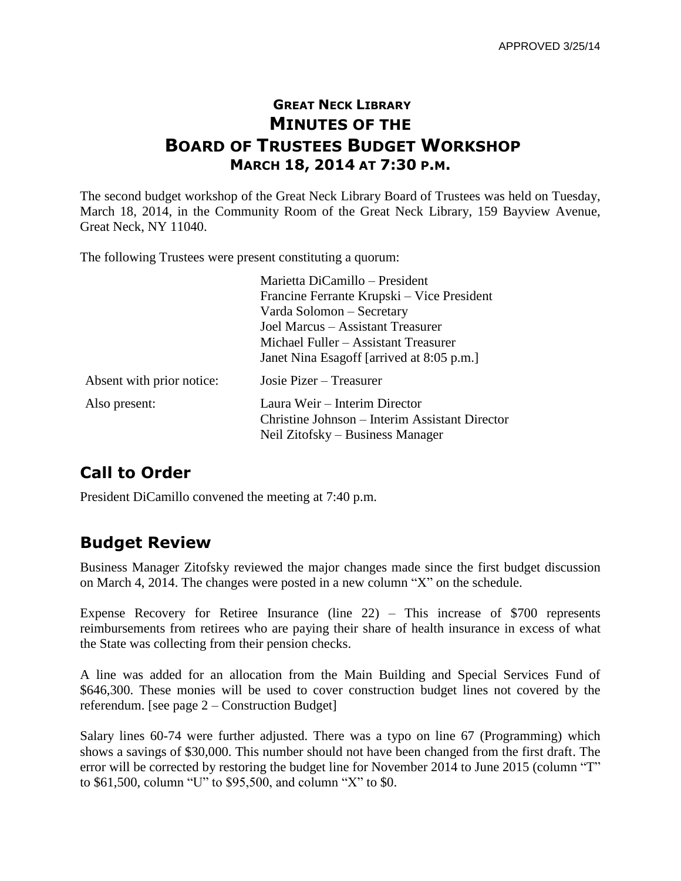APPROVED 3/25/14

# GREAT NECK LIBRARY
# MINUTES OF THE
# BOARD OF TRUSTEES BUDGET WORKSHOP
## MARCH 18, 2014 AT 7:30 P.M.

The second budget workshop of the Great Neck Library Board of Trustees was held on Tuesday, March 18, 2014, in the Community Room of the Great Neck Library, 159 Bayview Avenue, Great Neck, NY 11040.

The following Trustees were present constituting a quorum:

| | |
|---|---|
| | Marietta DiCamillo – President<br>Francine Ferrante Krupski – Vice President<br>Varda Solomon – Secretary<br>Joel Marcus – Assistant Treasurer<br>Michael Fuller – Assistant Treasurer<br>Janet Nina Esagoff [arrived at 8:05 p.m.] |
| Absent with prior notice: | Josie Pizer – Treasurer |
| Also present: | Laura Weir – Interim Director<br>Christine Johnson – Interim Assistant Director<br>Neil Zitofsky – Business Manager |

## Call to Order

President DiCamillo convened the meeting at 7:40 p.m.

## Budget Review

Business Manager Zitofsky reviewed the major changes made since the first budget discussion on March 4, 2014. The changes were posted in a new column "X" on the schedule.

Expense Recovery for Retiree Insurance (line 22) – This increase of $700 represents reimbursements from retirees who are paying their share of health insurance in excess of what the State was collecting from their pension checks.

A line was added for an allocation from the Main Building and Special Services Fund of $646,300. These monies will be used to cover construction budget lines not covered by the referendum. [see page 2 – Construction Budget]

Salary lines 60-74 were further adjusted. There was a typo on line 67 (Programming) which shows a savings of $30,000. This number should not have been changed from the first draft. The error will be corrected by restoring the budget line for November 2014 to June 2015 (column "T" to $61,500, column "U" to $95,500, and column "X" to $0.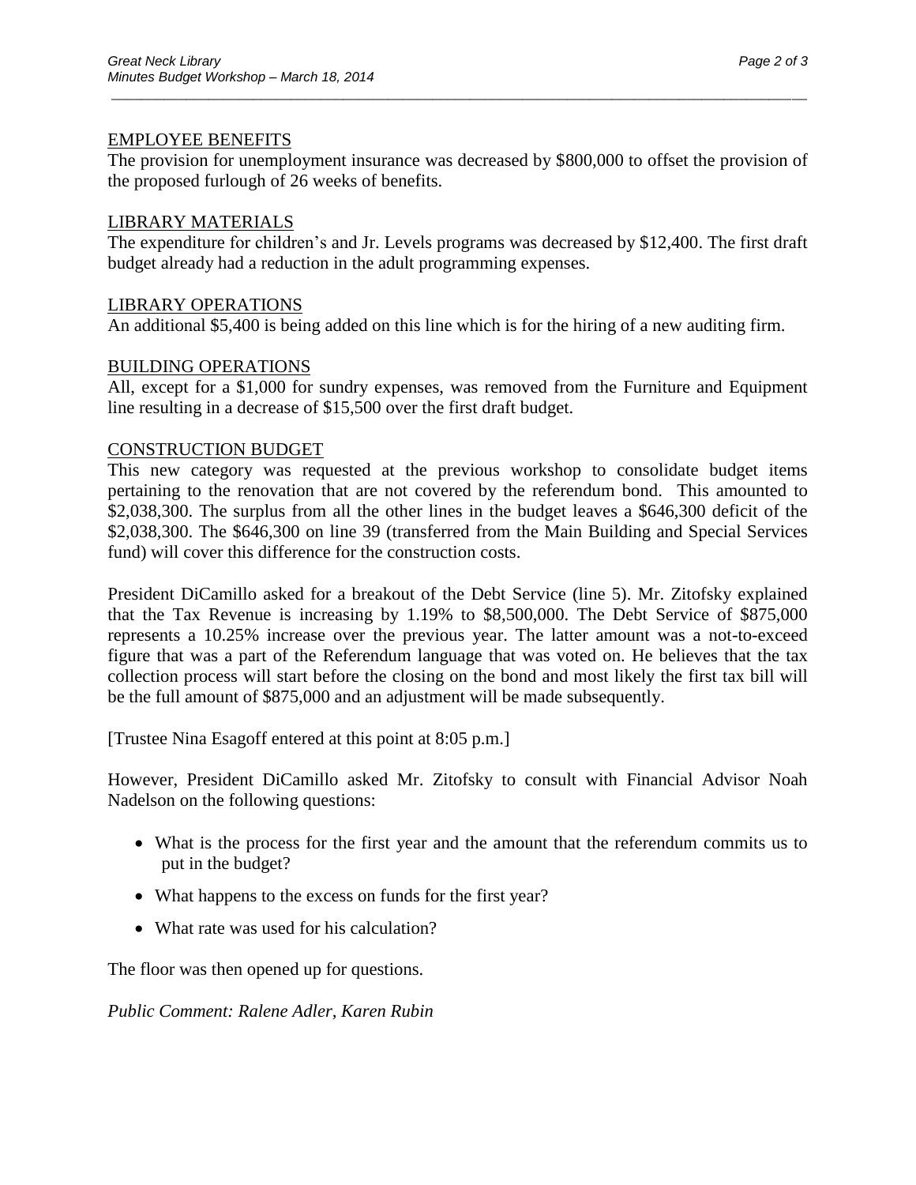EMPLOYEE BENEFITS

The provision for unemployment insurance was decreased by $800,000 to offset the provision of the proposed furlough of 26 weeks of benefits.

LIBRARY MATERIALS

The expenditure for children's and Jr. Levels programs was decreased by $12,400. The first draft budget already had a reduction in the adult programming expenses.

LIBRARY OPERATIONS

An additional $5,400 is being added on this line which is for the hiring of a new auditing firm.

BUILDING OPERATIONS

All, except for a $1,000 for sundry expenses, was removed from the Furniture and Equipment line resulting in a decrease of $15,500 over the first draft budget.

CONSTRUCTION BUDGET

This new category was requested at the previous workshop to consolidate budget items pertaining to the renovation that are not covered by the referendum bond. This amounted to $2,038,300. The surplus from all the other lines in the budget leaves a $646,300 deficit of the $2,038,300. The $646,300 on line 39 (transferred from the Main Building and Special Services fund) will cover this difference for the construction costs.

President DiCamillo asked for a breakout of the Debt Service (line 5). Mr. Zitofsky explained that the Tax Revenue is increasing by 1.19% to $8,500,000. The Debt Service of $875,000 represents a 10.25% increase over the previous year. The latter amount was a not-to-exceed figure that was a part of the Referendum language that was voted on. He believes that the tax collection process will start before the closing on the bond and most likely the first tax bill will be the full amount of $875,000 and an adjustment will be made subsequently.

[Trustee Nina Esagoff entered at this point at 8:05 p.m.]

However, President DiCamillo asked Mr. Zitofsky to consult with Financial Advisor Noah Nadelson on the following questions:

- What is the process for the first year and the amount that the referendum commits us to put in the budget?
- What happens to the excess on funds for the first year?
- What rate was used for his calculation?

The floor was then opened up for questions.

*Public Comment: Ralene Adler, Karen Rubin*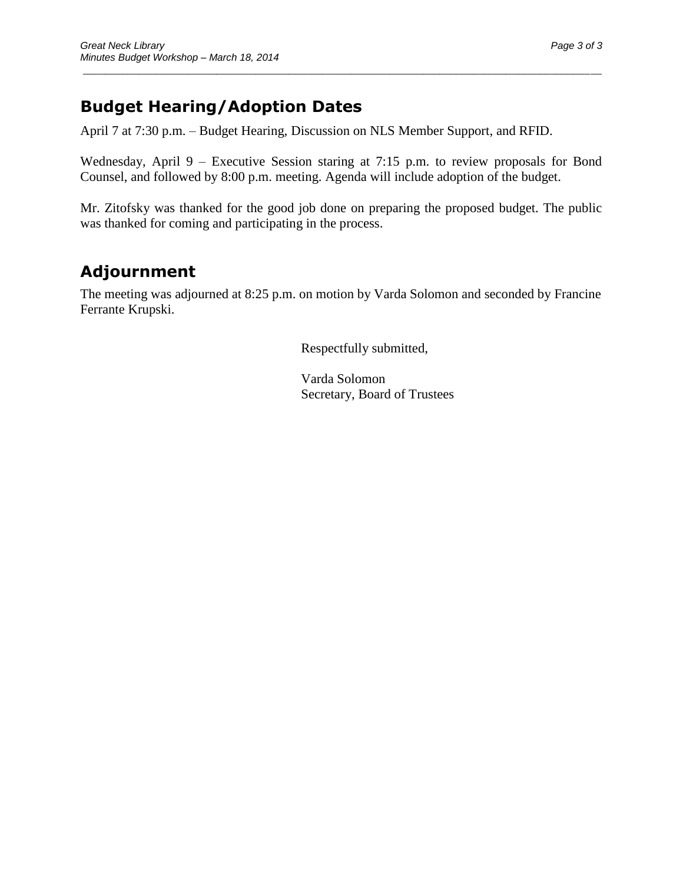## Budget Hearing/Adoption Dates

April 7 at 7:30 p.m. – Budget Hearing, Discussion on NLS Member Support, and RFID.

Wednesday, April 9 – Executive Session staring at 7:15 p.m. to review proposals for Bond Counsel, and followed by 8:00 p.m. meeting. Agenda will include adoption of the budget.

Mr. Zitofsky was thanked for the good job done on preparing the proposed budget. The public was thanked for coming and participating in the process.

## Adjournment

The meeting was adjourned at 8:25 p.m. on motion by Varda Solomon and seconded by Francine Ferrante Krupski.

Respectfully submitted,

Varda Solomon
Secretary, Board of Trustees